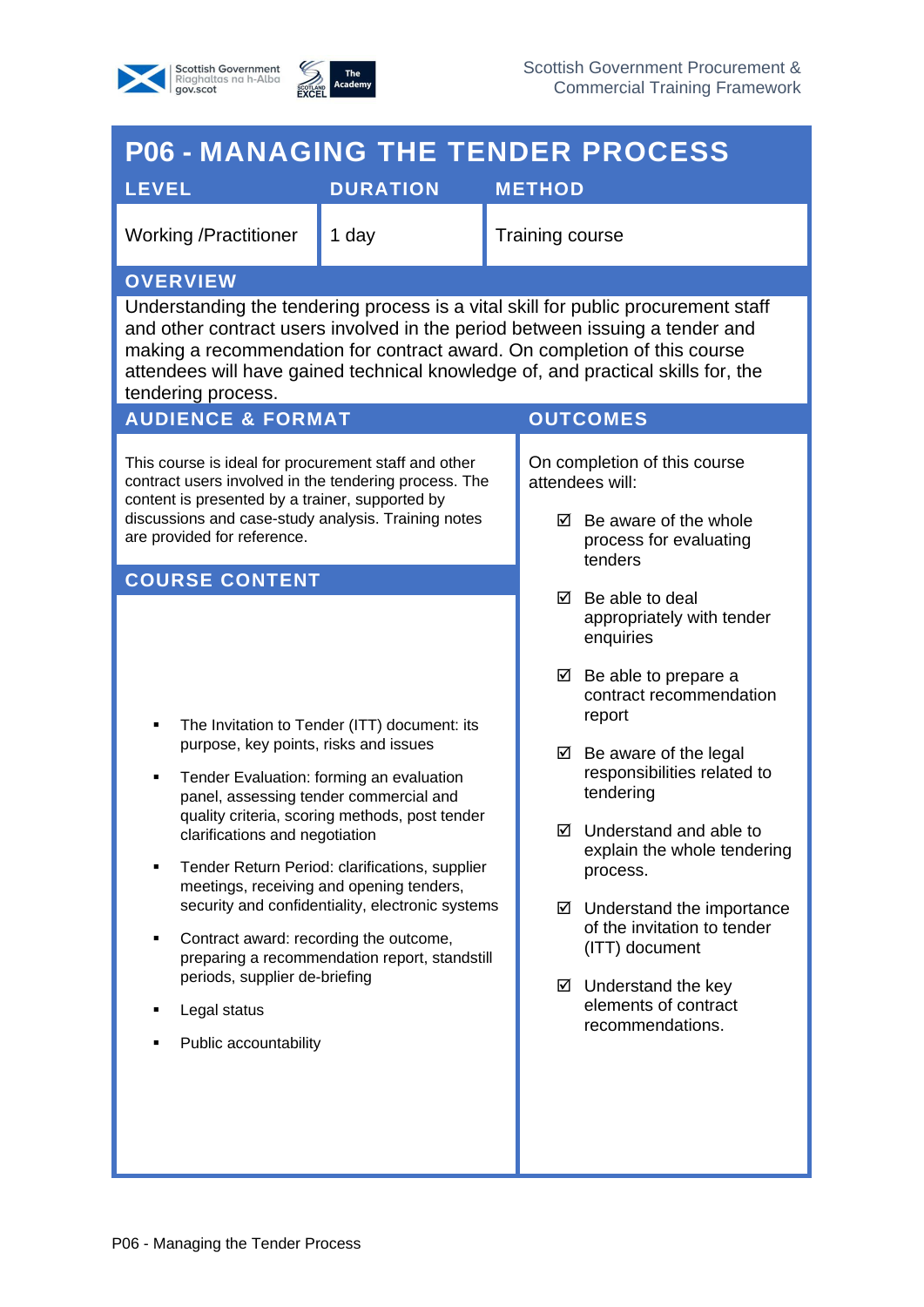# P06 - MANAGING THE TENDER PROCESS

| LEVEL | DURATION | METHOD |
| --- | --- | --- |
| Working /Practitioner | 1 day | Training course |

## OVERVIEW

Understanding the tendering process is a vital skill for public procurement staff and other contract users involved in the period between issuing a tender and making a recommendation for contract award. On completion of this course attendees will have gained technical knowledge of, and practical skills for, the tendering process.

## AUDIENCE & FORMAT

This course is ideal for procurement staff and other contract users involved in the tendering process. The content is presented by a trainer, supported by discussions and case-study analysis. Training notes are provided for reference.

## COURSE CONTENT

- The Invitation to Tender (ITT) document: its purpose, key points, risks and issues
- Tender Evaluation: forming an evaluation panel, assessing tender commercial and quality criteria, scoring methods, post tender clarifications and negotiation
- Tender Return Period: clarifications, supplier meetings, receiving and opening tenders, security and confidentiality, electronic systems
- Contract award: recording the outcome, preparing a recommendation report, standstill periods, supplier de-briefing
- Legal status
- Public accountability

## OUTCOMES

On completion of this course attendees will:

- ☑ Be aware of the whole process for evaluating tenders
- ☑ Be able to deal appropriately with tender enquiries
- ☑ Be able to prepare a contract recommendation report
- ☑ Be aware of the legal responsibilities related to tendering
- ☑ Understand and able to explain the whole tendering process.
- ☑ Understand the importance of the invitation to tender (ITT) document
- ☑ Understand the key elements of contract recommendations.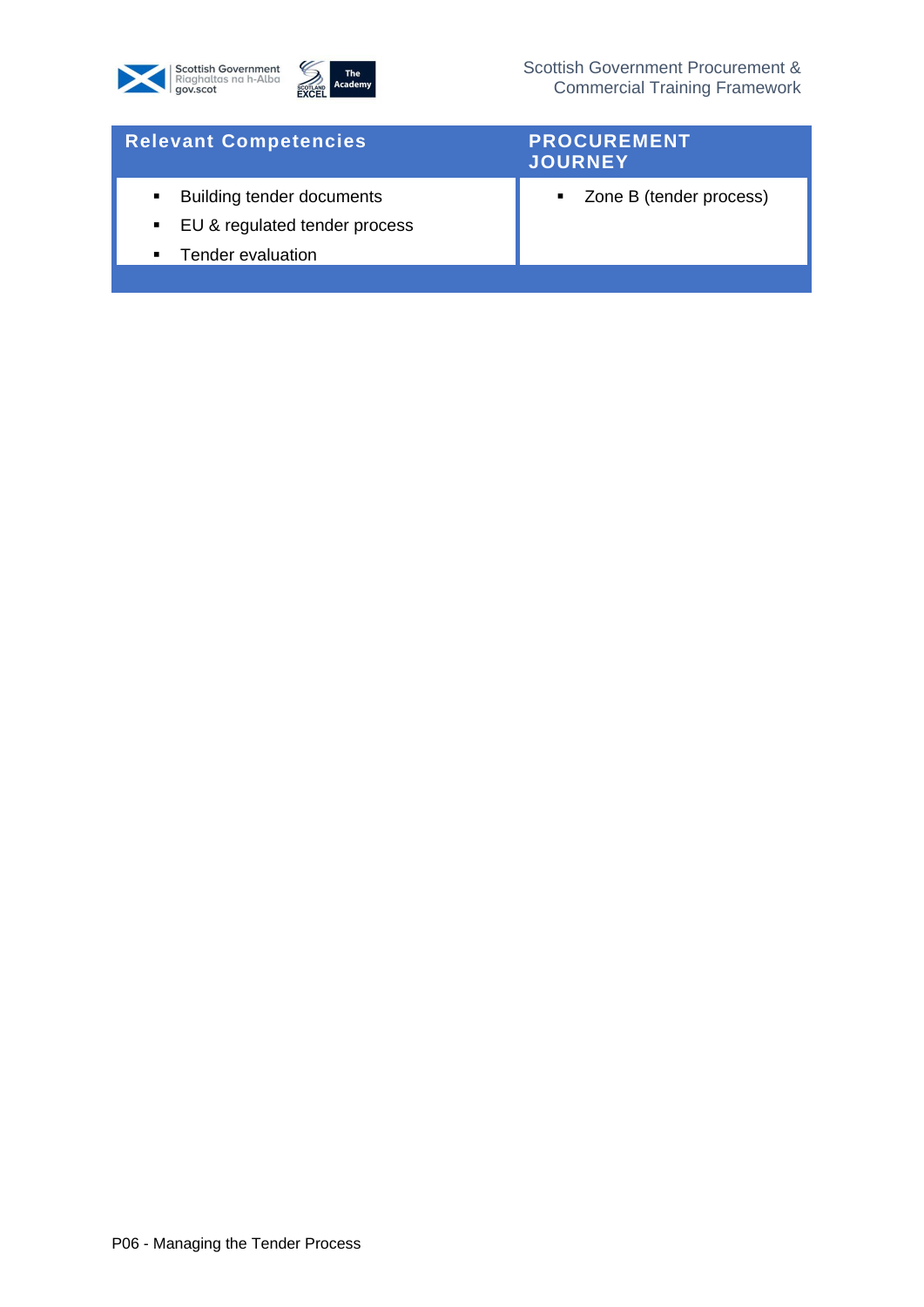| Relevant Competencies | PROCUREMENT JOURNEY |
| --- | --- |
| ▪ Building tender documents<br>▪ EU & regulated tender process<br>▪ Tender evaluation | ▪ Zone B (tender process) |